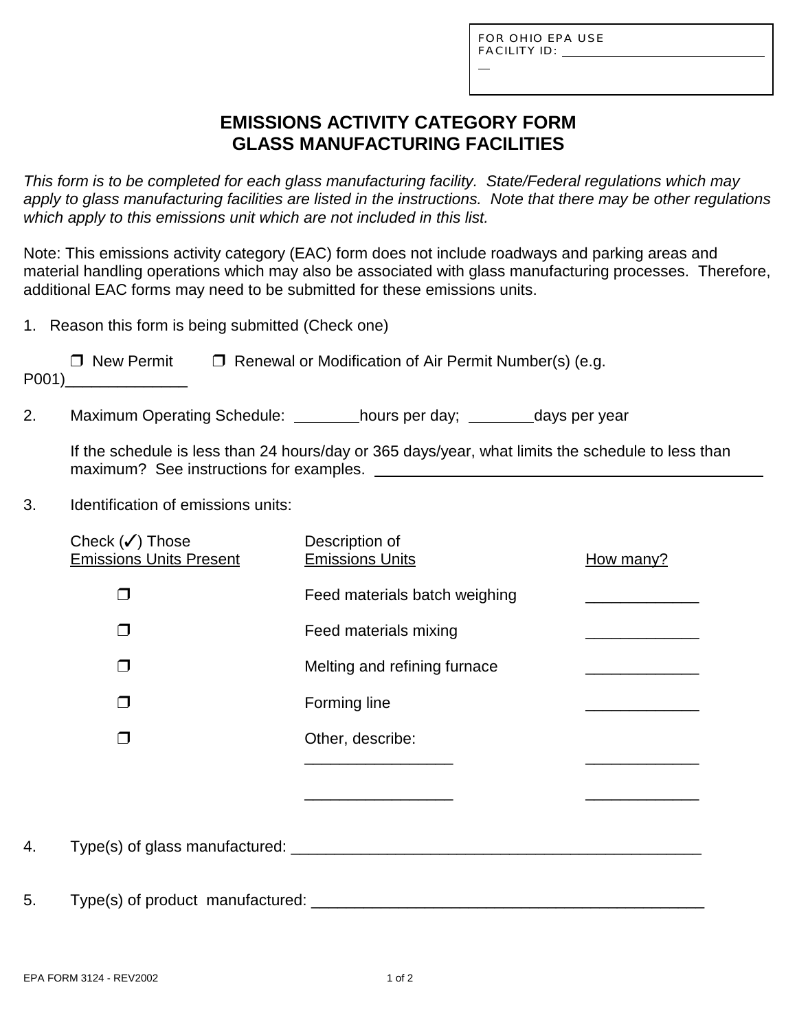FOR OHIO EPA USE
FACILITY ID: ______________________________

# EMISSIONS ACTIVITY CATEGORY FORM
# GLASS MANUFACTURING FACILITIES

*This form is to be completed for each glass manufacturing facility. State/Federal regulations which may apply to glass manufacturing facilities are listed in the instructions. Note that there may be other regulations which apply to this emissions unit which are not included in this list.*

Note: This emissions activity category (EAC) form does not include roadways and parking areas and material handling operations which may also be associated with glass manufacturing processes. Therefore, additional EAC forms may need to be submitted for these emissions units.

1. Reason this form is being submitted (Check one)

   ❒ New Permit    ❒ Renewal or Modification of Air Permit Number(s) (e.g. P001)______________

2. Maximum Operating Schedule: ________hours per day; ________days per year

   If the schedule is less than 24 hours/day or 365 days/year, what limits the schedule to less than maximum? See instructions for examples. ________________________________________________

3. Identification of emissions units:

| Check (✓) Those Emissions Units Present | Description of Emissions Units | How many? |
|---|---|---|
| ❒ | Feed materials batch weighing | _____________ |
| ❒ | Feed materials mixing | _____________ |
| ❒ | Melting and refining furnace | _____________ |
| ❒ | Forming line | _____________ |
| ❒ | Other, describe: _________________ | _____________ |
| | _________________ | _____________ |

4. Type(s) of glass manufactured: _______________________________________________

5. Type(s) of product manufactured: ____________________________________________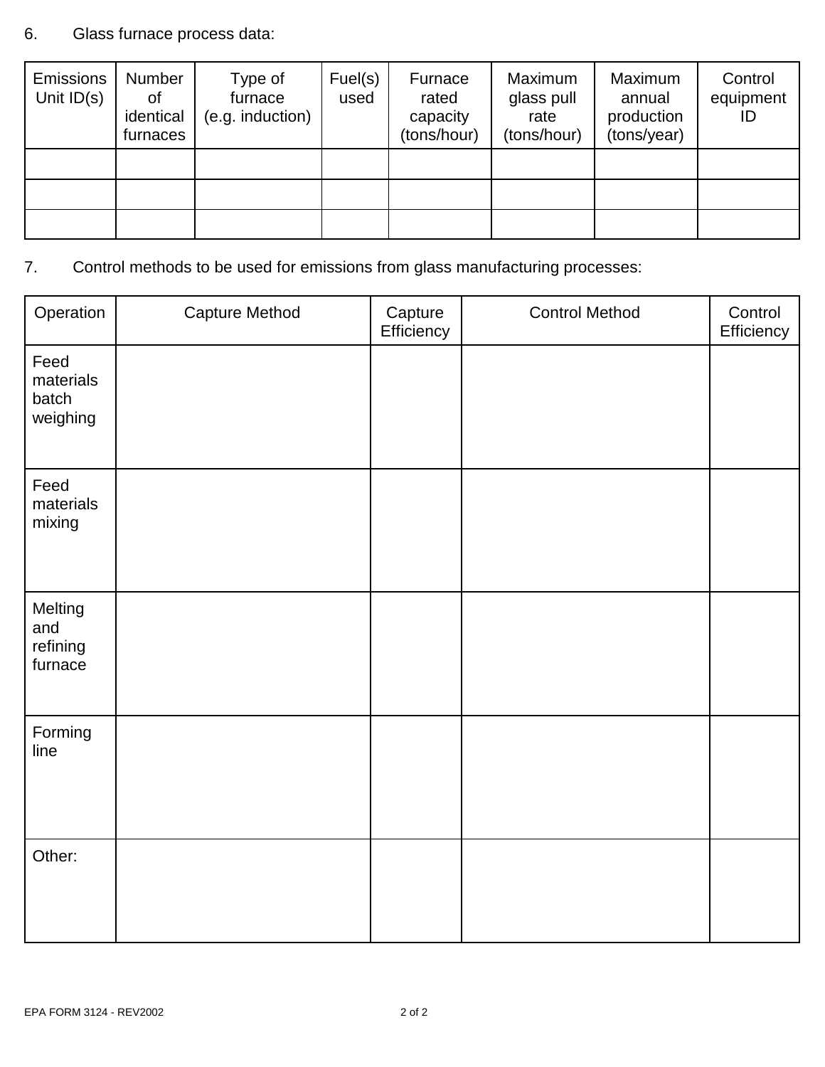6. Glass furnace process data:

| Emissions Unit ID(s) | Number of identical furnaces | Type of furnace (e.g. induction) | Fuel(s) used | Furnace rated capacity (tons/hour) | Maximum glass pull rate (tons/hour) | Maximum annual production (tons/year) | Control equipment ID |
|---|---|---|---|---|---|---|---|
| | | | | | | | |
| | | | | | | | |
| | | | | | | | |

7. Control methods to be used for emissions from glass manufacturing processes:

| Operation | Capture Method | Capture Efficiency | Control Method | Control Efficiency |
|---|---|---|---|---|
| Feed materials batch weighing | | | | |
| Feed materials mixing | | | | |
| Melting and refining furnace | | | | |
| Forming line | | | | |
| Other: | | | | |

EPA FORM 3124 - REV2002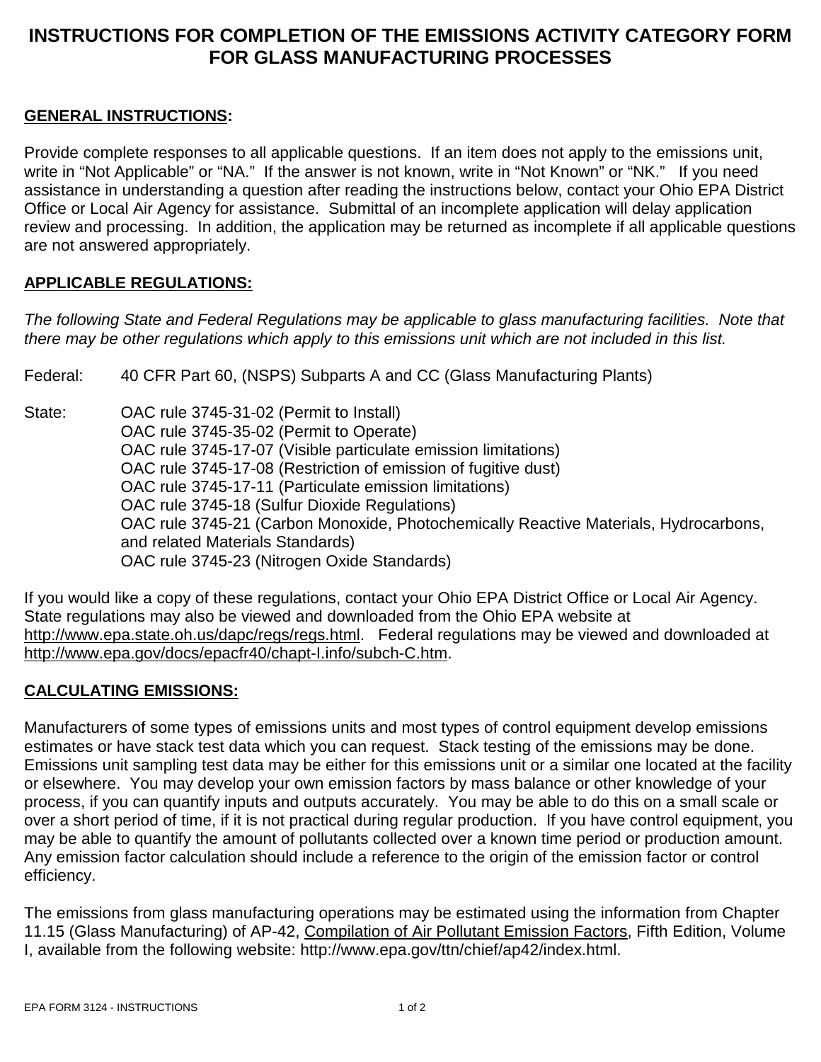# INSTRUCTIONS FOR COMPLETION OF THE EMISSIONS ACTIVITY CATEGORY FORM FOR GLASS MANUFACTURING PROCESSES

## GENERAL INSTRUCTIONS:

Provide complete responses to all applicable questions. If an item does not apply to the emissions unit, write in "Not Applicable" or "NA." If the answer is not known, write in "Not Known" or "NK." If you need assistance in understanding a question after reading the instructions below, contact your Ohio EPA District Office or Local Air Agency for assistance. Submittal of an incomplete application will delay application review and processing. In addition, the application may be returned as incomplete if all applicable questions are not answered appropriately.

## APPLICABLE REGULATIONS:

*The following State and Federal Regulations may be applicable to glass manufacturing facilities. Note that there may be other regulations which apply to this emissions unit which are not included in this list.*

Federal: 40 CFR Part 60, (NSPS) Subparts A and CC (Glass Manufacturing Plants)

State:
- OAC rule 3745-31-02 (Permit to Install)
- OAC rule 3745-35-02 (Permit to Operate)
- OAC rule 3745-17-07 (Visible particulate emission limitations)
- OAC rule 3745-17-08 (Restriction of emission of fugitive dust)
- OAC rule 3745-17-11 (Particulate emission limitations)
- OAC rule 3745-18 (Sulfur Dioxide Regulations)
- OAC rule 3745-21 (Carbon Monoxide, Photochemically Reactive Materials, Hydrocarbons, and related Materials Standards)
- OAC rule 3745-23 (Nitrogen Oxide Standards)

If you would like a copy of these regulations, contact your Ohio EPA District Office or Local Air Agency. State regulations may also be viewed and downloaded from the Ohio EPA website at http://www.epa.state.oh.us/dapc/regs/regs.html. Federal regulations may be viewed and downloaded at http://www.epa.gov/docs/epacfr40/chapt-I.info/subch-C.htm.

## CALCULATING EMISSIONS:

Manufacturers of some types of emissions units and most types of control equipment develop emissions estimates or have stack test data which you can request. Stack testing of the emissions may be done. Emissions unit sampling test data may be either for this emissions unit or a similar one located at the facility or elsewhere. You may develop your own emission factors by mass balance or other knowledge of your process, if you can quantify inputs and outputs accurately. You may be able to do this on a small scale or over a short period of time, if it is not practical during regular production. If you have control equipment, you may be able to quantify the amount of pollutants collected over a known time period or production amount. Any emission factor calculation should include a reference to the origin of the emission factor or control efficiency.

The emissions from glass manufacturing operations may be estimated using the information from Chapter 11.15 (Glass Manufacturing) of AP-42, Compilation of Air Pollutant Emission Factors, Fifth Edition, Volume I, available from the following website: http://www.epa.gov/ttn/chief/ap42/index.html.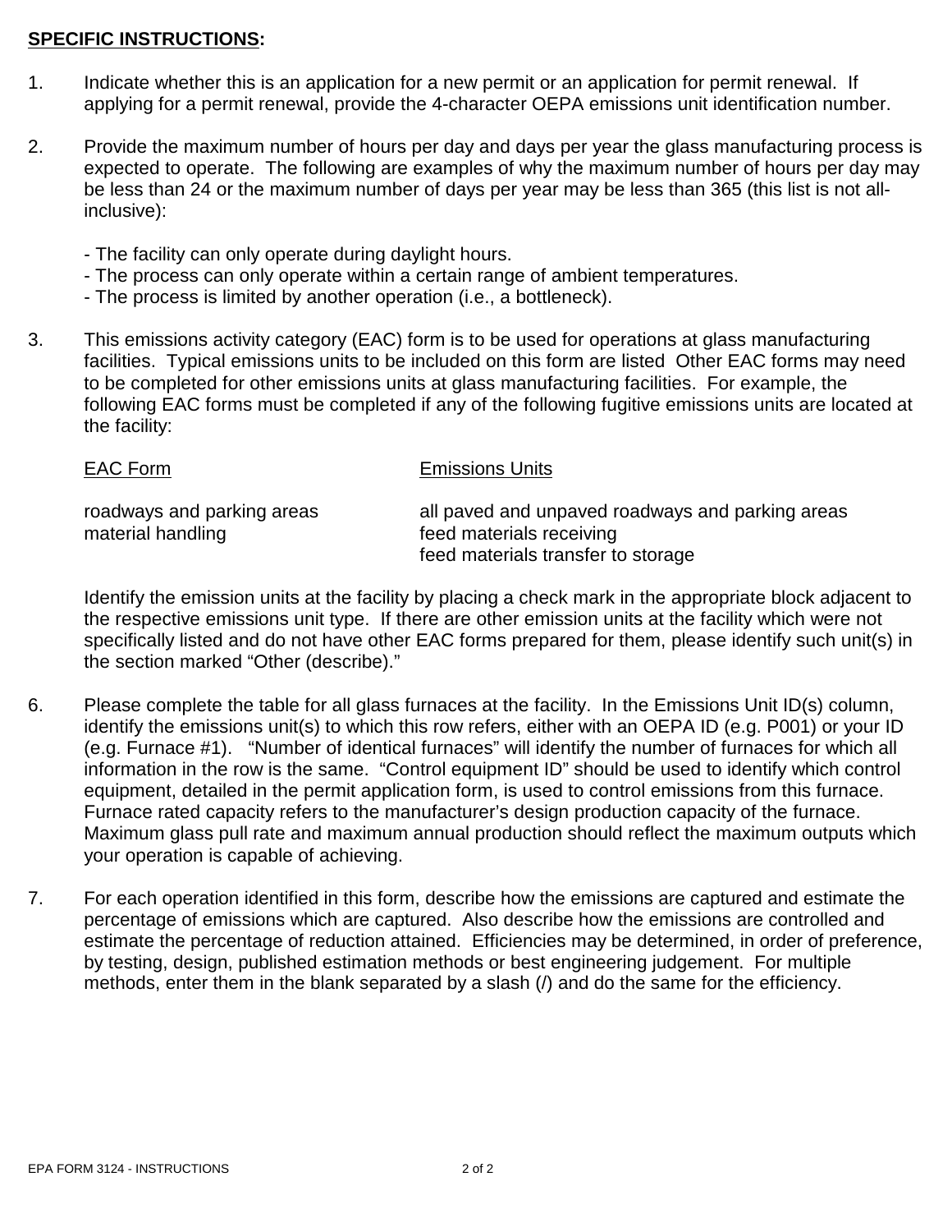**SPECIFIC INSTRUCTIONS:**

1. Indicate whether this is an application for a new permit or an application for permit renewal. If applying for a permit renewal, provide the 4-character OEPA emissions unit identification number.

2. Provide the maximum number of hours per day and days per year the glass manufacturing process is expected to operate. The following are examples of why the maximum number of hours per day may be less than 24 or the maximum number of days per year may be less than 365 (this list is not all-inclusive):

   - The facility can only operate during daylight hours.
   - The process can only operate within a certain range of ambient temperatures.
   - The process is limited by another operation (i.e., a bottleneck).

3. This emissions activity category (EAC) form is to be used for operations at glass manufacturing facilities. Typical emissions units to be included on this form are listed Other EAC forms may need to be completed for other emissions units at glass manufacturing facilities. For example, the following EAC forms must be completed if any of the following fugitive emissions units are located at the facility:

   | EAC Form | Emissions Units |
   | --- | --- |
   | roadways and parking areas | all paved and unpaved roadways and parking areas |
   | material handling | feed materials receiving<br>feed materials transfer to storage |

   Identify the emission units at the facility by placing a check mark in the appropriate block adjacent to the respective emissions unit type. If there are other emission units at the facility which were not specifically listed and do not have other EAC forms prepared for them, please identify such unit(s) in the section marked "Other (describe)."

6. Please complete the table for all glass furnaces at the facility. In the Emissions Unit ID(s) column, identify the emissions unit(s) to which this row refers, either with an OEPA ID (e.g. P001) or your ID (e.g. Furnace #1). "Number of identical furnaces" will identify the number of furnaces for which all information in the row is the same. "Control equipment ID" should be used to identify which control equipment, detailed in the permit application form, is used to control emissions from this furnace. Furnace rated capacity refers to the manufacturer's design production capacity of the furnace. Maximum glass pull rate and maximum annual production should reflect the maximum outputs which your operation is capable of achieving.

7. For each operation identified in this form, describe how the emissions are captured and estimate the percentage of emissions which are captured. Also describe how the emissions are controlled and estimate the percentage of reduction attained. Efficiencies may be determined, in order of preference, by testing, design, published estimation methods or best engineering judgement. For multiple methods, enter them in the blank separated by a slash (/) and do the same for the efficiency.

EPA FORM 3124 - INSTRUCTIONS